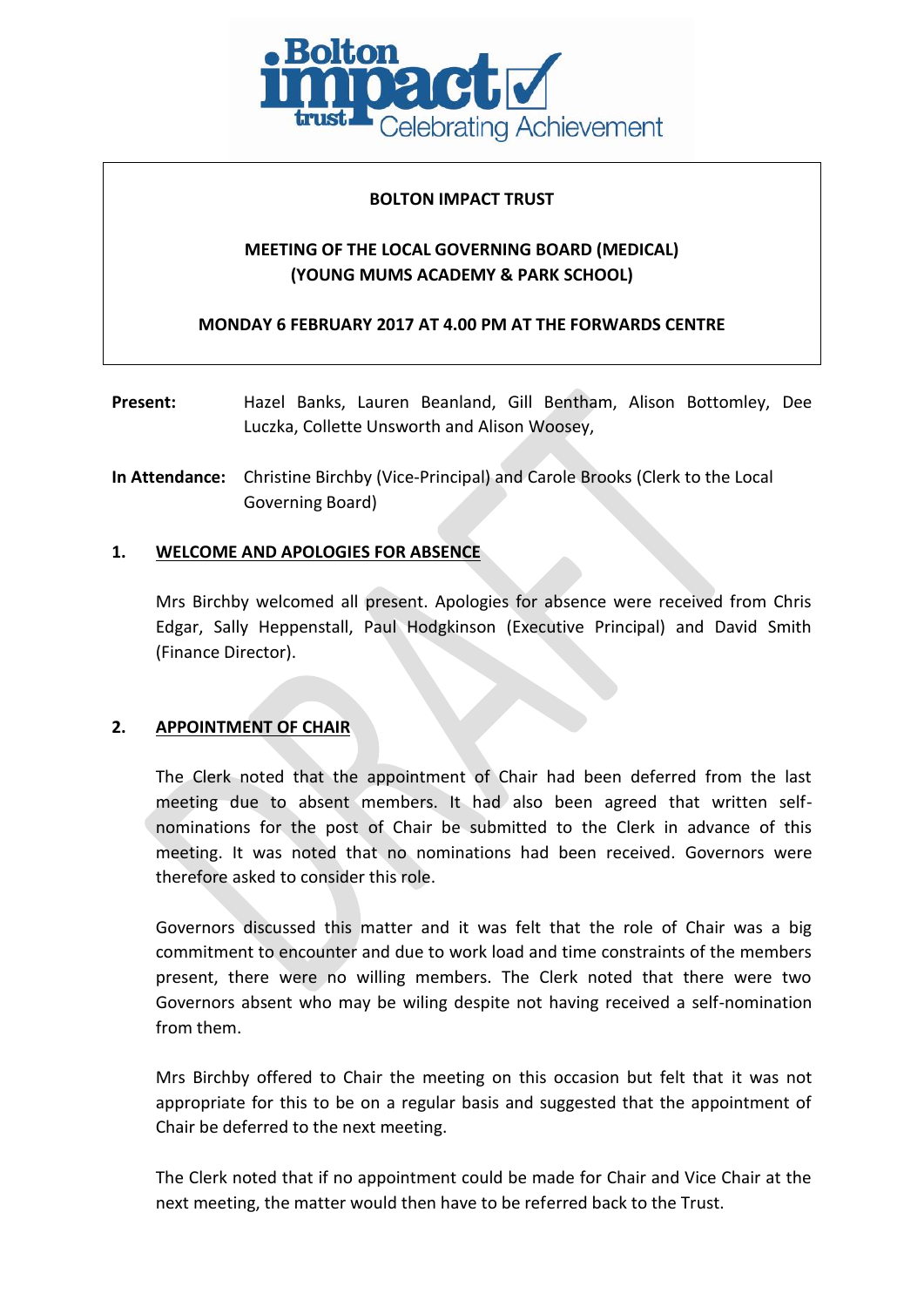**BOLTON IMPACT TRUST**

**MEETING OF THE LOCAL GOVERNING BOARD (MEDICAL)**
**(YOUNG MUMS ACADEMY & PARK SCHOOL)**

**MONDAY 6 FEBRUARY 2017 AT 4.00 PM AT THE FORWARDS CENTRE**

**Present:** Hazel Banks, Lauren Beanland, Gill Bentham, Alison Bottomley, Dee Luczka, Collette Unsworth and Alison Woosey,

**In Attendance:** Christine Birchby (Vice-Principal) and Carole Brooks (Clerk to the Local Governing Board)

## 1. WELCOME AND APOLOGIES FOR ABSENCE

Mrs Birchby welcomed all present. Apologies for absence were received from Chris Edgar, Sally Heppenstall, Paul Hodgkinson (Executive Principal) and David Smith (Finance Director).

## 2. APPOINTMENT OF CHAIR

The Clerk noted that the appointment of Chair had been deferred from the last meeting due to absent members. It had also been agreed that written self-nominations for the post of Chair be submitted to the Clerk in advance of this meeting. It was noted that no nominations had been received. Governors were therefore asked to consider this role.

Governors discussed this matter and it was felt that the role of Chair was a big commitment to encounter and due to work load and time constraints of the members present, there were no willing members. The Clerk noted that there were two Governors absent who may be wiling despite not having received a self-nomination from them.

Mrs Birchby offered to Chair the meeting on this occasion but felt that it was not appropriate for this to be on a regular basis and suggested that the appointment of Chair be deferred to the next meeting.

The Clerk noted that if no appointment could be made for Chair and Vice Chair at the next meeting, the matter would then have to be referred back to the Trust.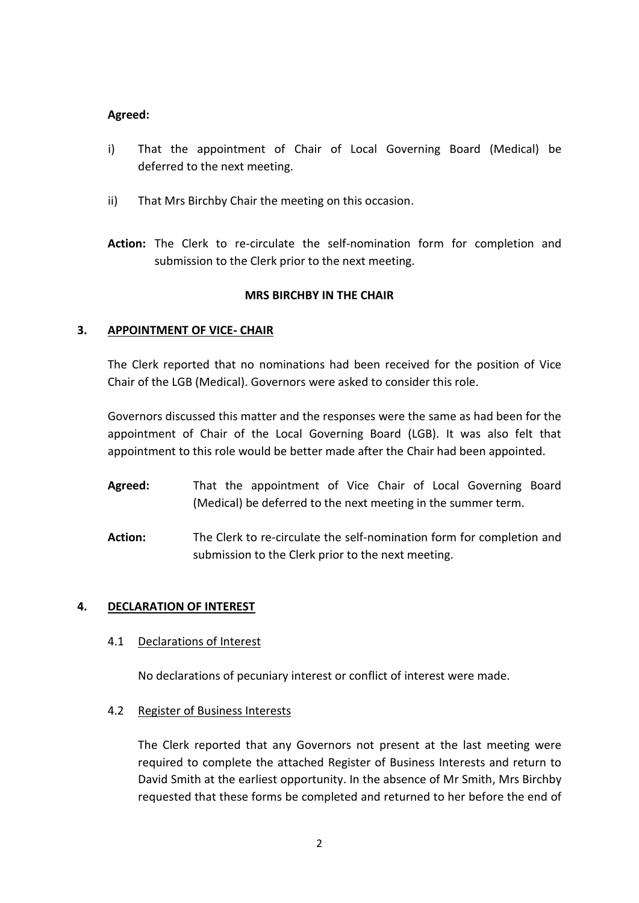**Agreed:**

i) That the appointment of Chair of Local Governing Board (Medical) be deferred to the next meeting.

ii) That Mrs Birchby Chair the meeting on this occasion.

**Action:** The Clerk to re-circulate the self-nomination form for completion and submission to the Clerk prior to the next meeting.

**MRS BIRCHBY IN THE CHAIR**

## 3. APPOINTMENT OF VICE- CHAIR

The Clerk reported that no nominations had been received for the position of Vice Chair of the LGB (Medical). Governors were asked to consider this role.

Governors discussed this matter and the responses were the same as had been for the appointment of Chair of the Local Governing Board (LGB). It was also felt that appointment to this role would be better made after the Chair had been appointed.

**Agreed:** That the appointment of Vice Chair of Local Governing Board (Medical) be deferred to the next meeting in the summer term.

**Action:** The Clerk to re-circulate the self-nomination form for completion and submission to the Clerk prior to the next meeting.

## 4. DECLARATION OF INTEREST

### 4.1 Declarations of Interest

No declarations of pecuniary interest or conflict of interest were made.

### 4.2 Register of Business Interests

The Clerk reported that any Governors not present at the last meeting were required to complete the attached Register of Business Interests and return to David Smith at the earliest opportunity. In the absence of Mr Smith, Mrs Birchby requested that these forms be completed and returned to her before the end of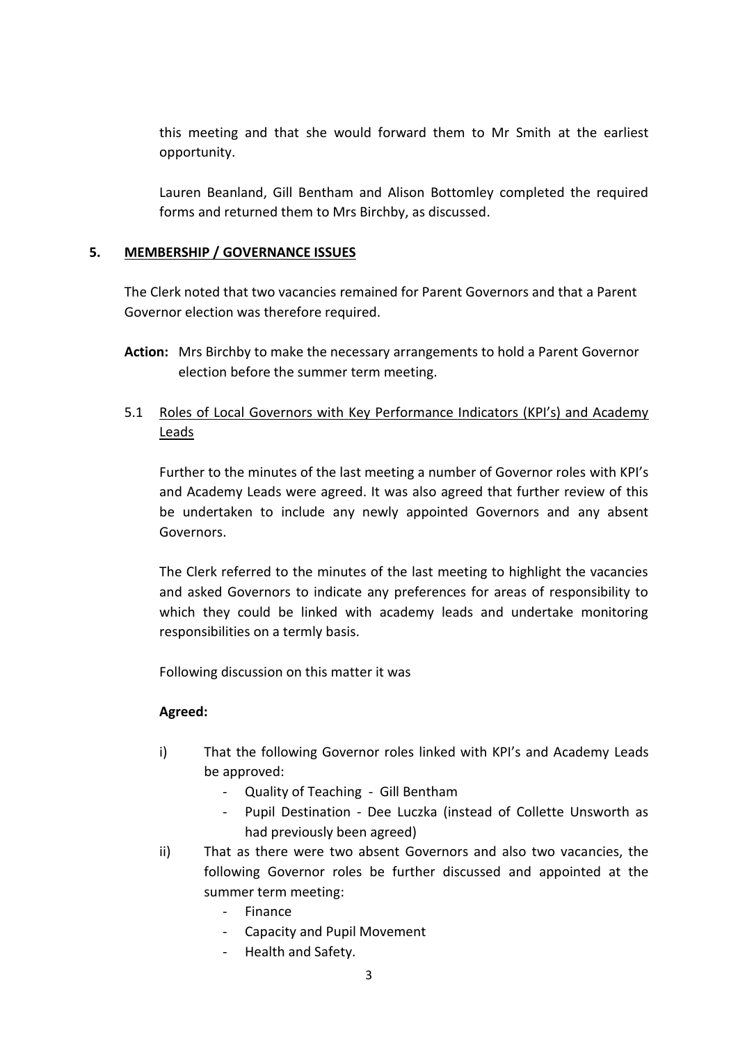this meeting and that she would forward them to Mr Smith at the earliest opportunity.

Lauren Beanland, Gill Bentham and Alison Bottomley completed the required forms and returned them to Mrs Birchby, as discussed.

## 5. MEMBERSHIP / GOVERNANCE ISSUES

The Clerk noted that two vacancies remained for Parent Governors and that a Parent Governor election was therefore required.

**Action:** Mrs Birchby to make the necessary arrangements to hold a Parent Governor election before the summer term meeting.

### 5.1 Roles of Local Governors with Key Performance Indicators (KPI's) and Academy Leads

Further to the minutes of the last meeting a number of Governor roles with KPI's and Academy Leads were agreed. It was also agreed that further review of this be undertaken to include any newly appointed Governors and any absent Governors.

The Clerk referred to the minutes of the last meeting to highlight the vacancies and asked Governors to indicate any preferences for areas of responsibility to which they could be linked with academy leads and undertake monitoring responsibilities on a termly basis.

Following discussion on this matter it was

**Agreed:**

i) That the following Governor roles linked with KPI's and Academy Leads be approved:
   - Quality of Teaching - Gill Bentham
   - Pupil Destination - Dee Luczka (instead of Collette Unsworth as had previously been agreed)

ii) That as there were two absent Governors and also two vacancies, the following Governor roles be further discussed and appointed at the summer term meeting:
   - Finance
   - Capacity and Pupil Movement
   - Health and Safety.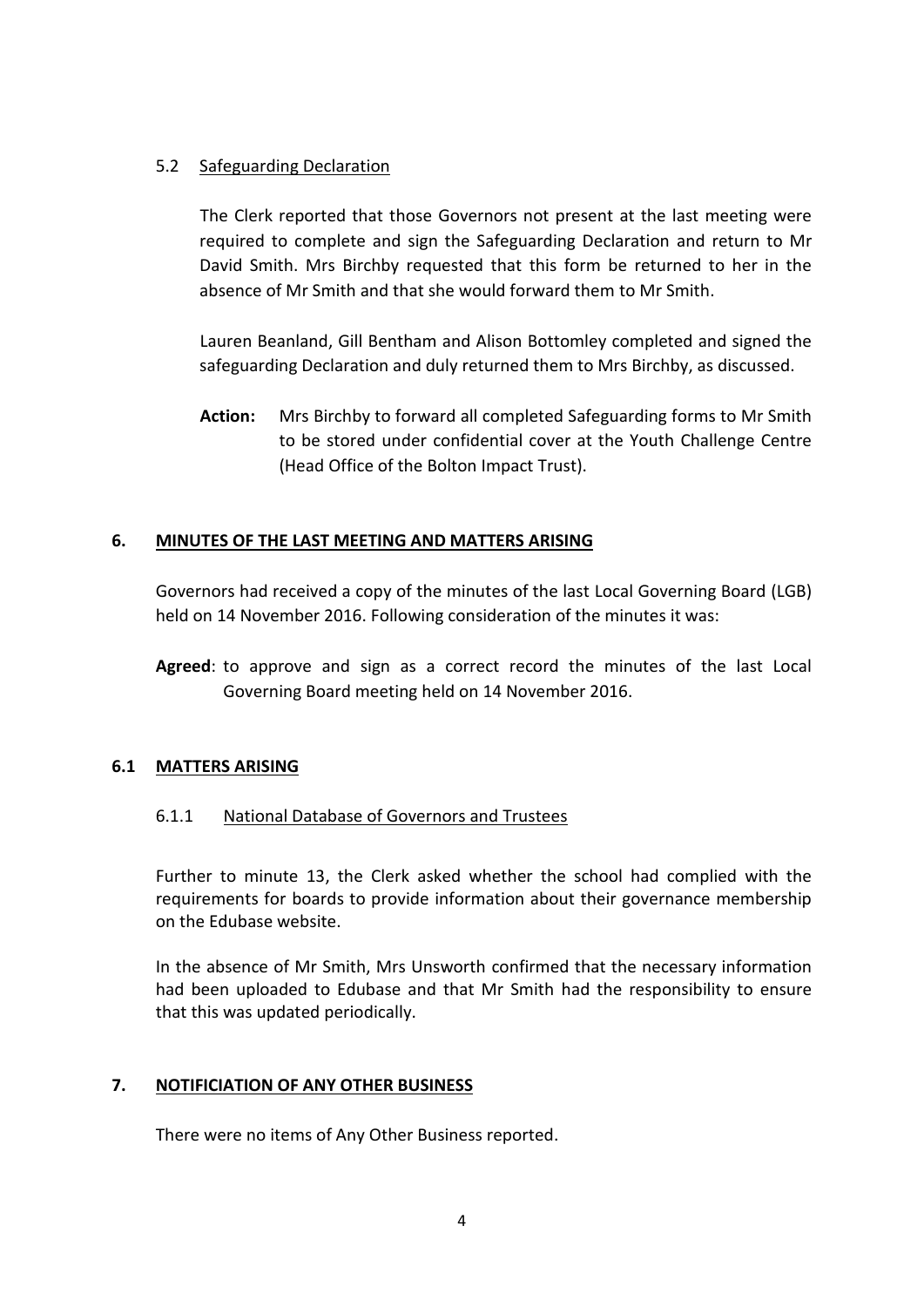### 5.2 Safeguarding Declaration

The Clerk reported that those Governors not present at the last meeting were required to complete and sign the Safeguarding Declaration and return to Mr David Smith. Mrs Birchby requested that this form be returned to her in the absence of Mr Smith and that she would forward them to Mr Smith.

Lauren Beanland, Gill Bentham and Alison Bottomley completed and signed the safeguarding Declaration and duly returned them to Mrs Birchby, as discussed.

**Action:** Mrs Birchby to forward all completed Safeguarding forms to Mr Smith to be stored under confidential cover at the Youth Challenge Centre (Head Office of the Bolton Impact Trust).

## 6. MINUTES OF THE LAST MEETING AND MATTERS ARISING

Governors had received a copy of the minutes of the last Local Governing Board (LGB) held on 14 November 2016. Following consideration of the minutes it was:

**Agreed**: to approve and sign as a correct record the minutes of the last Local Governing Board meeting held on 14 November 2016.

## 6.1 MATTERS ARISING

### 6.1.1 National Database of Governors and Trustees

Further to minute 13, the Clerk asked whether the school had complied with the requirements for boards to provide information about their governance membership on the Edubase website.

In the absence of Mr Smith, Mrs Unsworth confirmed that the necessary information had been uploaded to Edubase and that Mr Smith had the responsibility to ensure that this was updated periodically.

## 7. NOTIFICIATION OF ANY OTHER BUSINESS

There were no items of Any Other Business reported.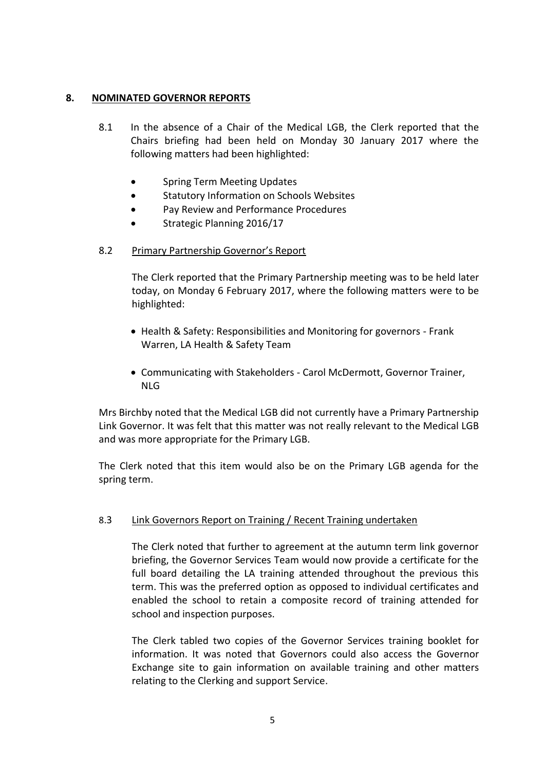## 8. NOMINATED GOVERNOR REPORTS

8.1 In the absence of a Chair of the Medical LGB, the Clerk reported that the Chairs briefing had been held on Monday 30 January 2017 where the following matters had been highlighted:

- Spring Term Meeting Updates
- Statutory Information on Schools Websites
- Pay Review and Performance Procedures
- Strategic Planning 2016/17

### 8.2 Primary Partnership Governor's Report

The Clerk reported that the Primary Partnership meeting was to be held later today, on Monday 6 February 2017, where the following matters were to be highlighted:

- Health & Safety: Responsibilities and Monitoring for governors - Frank Warren, LA Health & Safety Team
- Communicating with Stakeholders - Carol McDermott, Governor Trainer, NLG

Mrs Birchby noted that the Medical LGB did not currently have a Primary Partnership Link Governor. It was felt that this matter was not really relevant to the Medical LGB and was more appropriate for the Primary LGB.

The Clerk noted that this item would also be on the Primary LGB agenda for the spring term.

### 8.3 Link Governors Report on Training / Recent Training undertaken

The Clerk noted that further to agreement at the autumn term link governor briefing, the Governor Services Team would now provide a certificate for the full board detailing the LA training attended throughout the previous this term. This was the preferred option as opposed to individual certificates and enabled the school to retain a composite record of training attended for school and inspection purposes.

The Clerk tabled two copies of the Governor Services training booklet for information. It was noted that Governors could also access the Governor Exchange site to gain information on available training and other matters relating to the Clerking and support Service.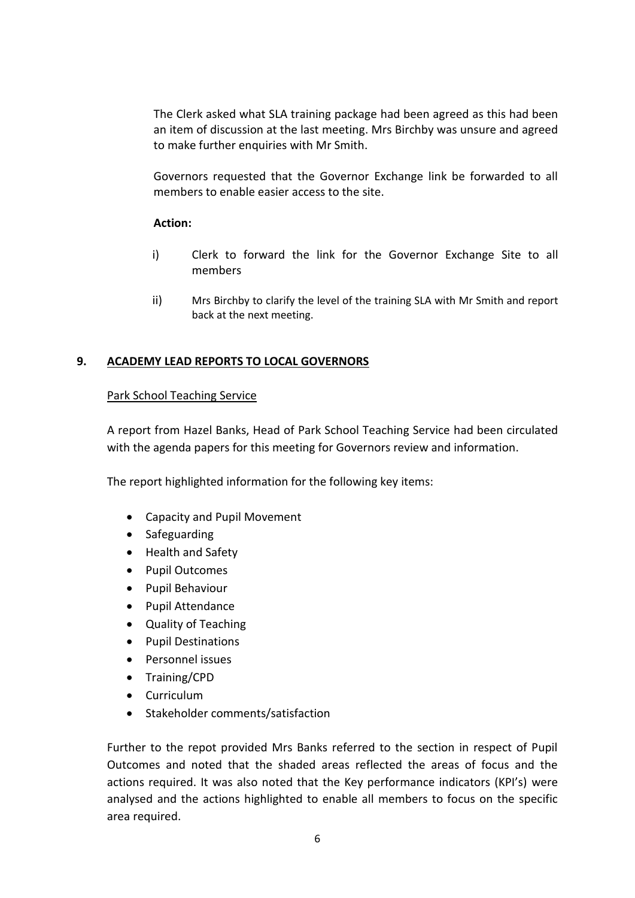The Clerk asked what SLA training package had been agreed as this had been an item of discussion at the last meeting. Mrs Birchby was unsure and agreed to make further enquiries with Mr Smith.

Governors requested that the Governor Exchange link be forwarded to all members to enable easier access to the site.

**Action:**

i) Clerk to forward the link for the Governor Exchange Site to all members

ii) Mrs Birchby to clarify the level of the training SLA with Mr Smith and report back at the next meeting.

## 9. ACADEMY LEAD REPORTS TO LOCAL GOVERNORS

Park School Teaching Service

A report from Hazel Banks, Head of Park School Teaching Service had been circulated with the agenda papers for this meeting for Governors review and information.

The report highlighted information for the following key items:

- Capacity and Pupil Movement
- Safeguarding
- Health and Safety
- Pupil Outcomes
- Pupil Behaviour
- Pupil Attendance
- Quality of Teaching
- Pupil Destinations
- Personnel issues
- Training/CPD
- Curriculum
- Stakeholder comments/satisfaction

Further to the repot provided Mrs Banks referred to the section in respect of Pupil Outcomes and noted that the shaded areas reflected the areas of focus and the actions required. It was also noted that the Key performance indicators (KPI's) were analysed and the actions highlighted to enable all members to focus on the specific area required.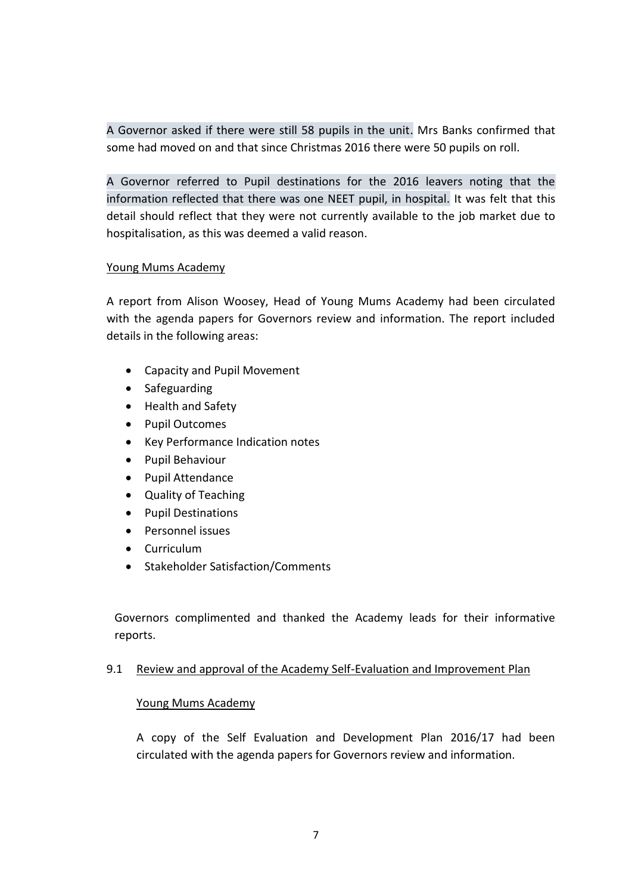A Governor asked if there were still 58 pupils in the unit. Mrs Banks confirmed that some had moved on and that since Christmas 2016 there were 50 pupils on roll.

A Governor referred to Pupil destinations for the 2016 leavers noting that the information reflected that there was one NEET pupil, in hospital. It was felt that this detail should reflect that they were not currently available to the job market due to hospitalisation, as this was deemed a valid reason.

Young Mums Academy

A report from Alison Woosey, Head of Young Mums Academy had been circulated with the agenda papers for Governors review and information. The report included details in the following areas:

- Capacity and Pupil Movement
- Safeguarding
- Health and Safety
- Pupil Outcomes
- Key Performance Indication notes
- Pupil Behaviour
- Pupil Attendance
- Quality of Teaching
- Pupil Destinations
- Personnel issues
- Curriculum
- Stakeholder Satisfaction/Comments

Governors complimented and thanked the Academy leads for their informative reports.

9.1 Review and approval of the Academy Self-Evaluation and Improvement Plan

Young Mums Academy

A copy of the Self Evaluation and Development Plan 2016/17 had been circulated with the agenda papers for Governors review and information.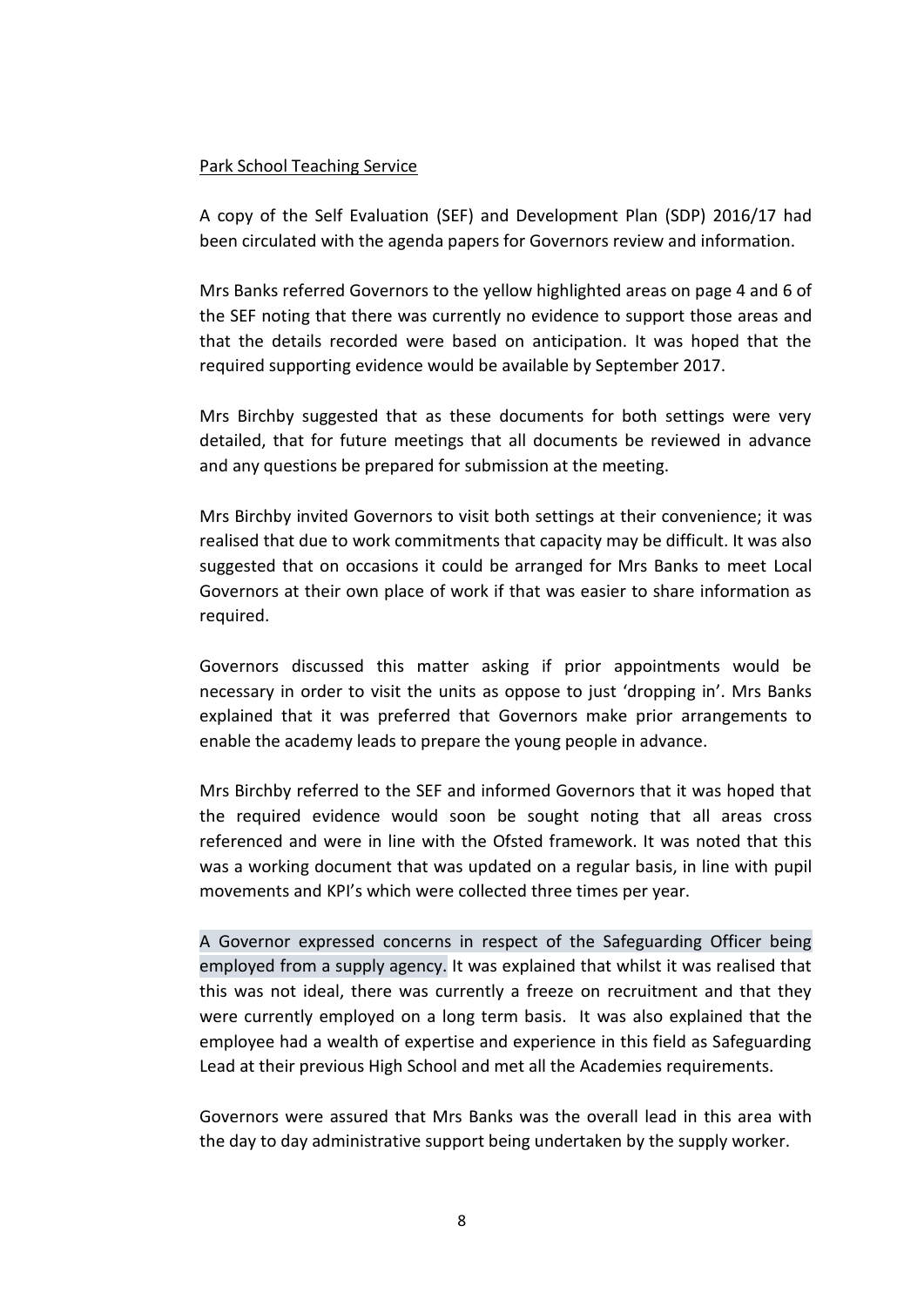Park School Teaching Service

A copy of the Self Evaluation (SEF) and Development Plan (SDP) 2016/17 had been circulated with the agenda papers for Governors review and information.

Mrs Banks referred Governors to the yellow highlighted areas on page 4 and 6 of the SEF noting that there was currently no evidence to support those areas and that the details recorded were based on anticipation. It was hoped that the required supporting evidence would be available by September 2017.

Mrs Birchby suggested that as these documents for both settings were very detailed, that for future meetings that all documents be reviewed in advance and any questions be prepared for submission at the meeting.

Mrs Birchby invited Governors to visit both settings at their convenience; it was realised that due to work commitments that capacity may be difficult. It was also suggested that on occasions it could be arranged for Mrs Banks to meet Local Governors at their own place of work if that was easier to share information as required.

Governors discussed this matter asking if prior appointments would be necessary in order to visit the units as oppose to just 'dropping in'. Mrs Banks explained that it was preferred that Governors make prior arrangements to enable the academy leads to prepare the young people in advance.

Mrs Birchby referred to the SEF and informed Governors that it was hoped that the required evidence would soon be sought noting that all areas cross referenced and were in line with the Ofsted framework. It was noted that this was a working document that was updated on a regular basis, in line with pupil movements and KPI's which were collected three times per year.

A Governor expressed concerns in respect of the Safeguarding Officer being employed from a supply agency. It was explained that whilst it was realised that this was not ideal, there was currently a freeze on recruitment and that they were currently employed on a long term basis. It was also explained that the employee had a wealth of expertise and experience in this field as Safeguarding Lead at their previous High School and met all the Academies requirements.

Governors were assured that Mrs Banks was the overall lead in this area with the day to day administrative support being undertaken by the supply worker.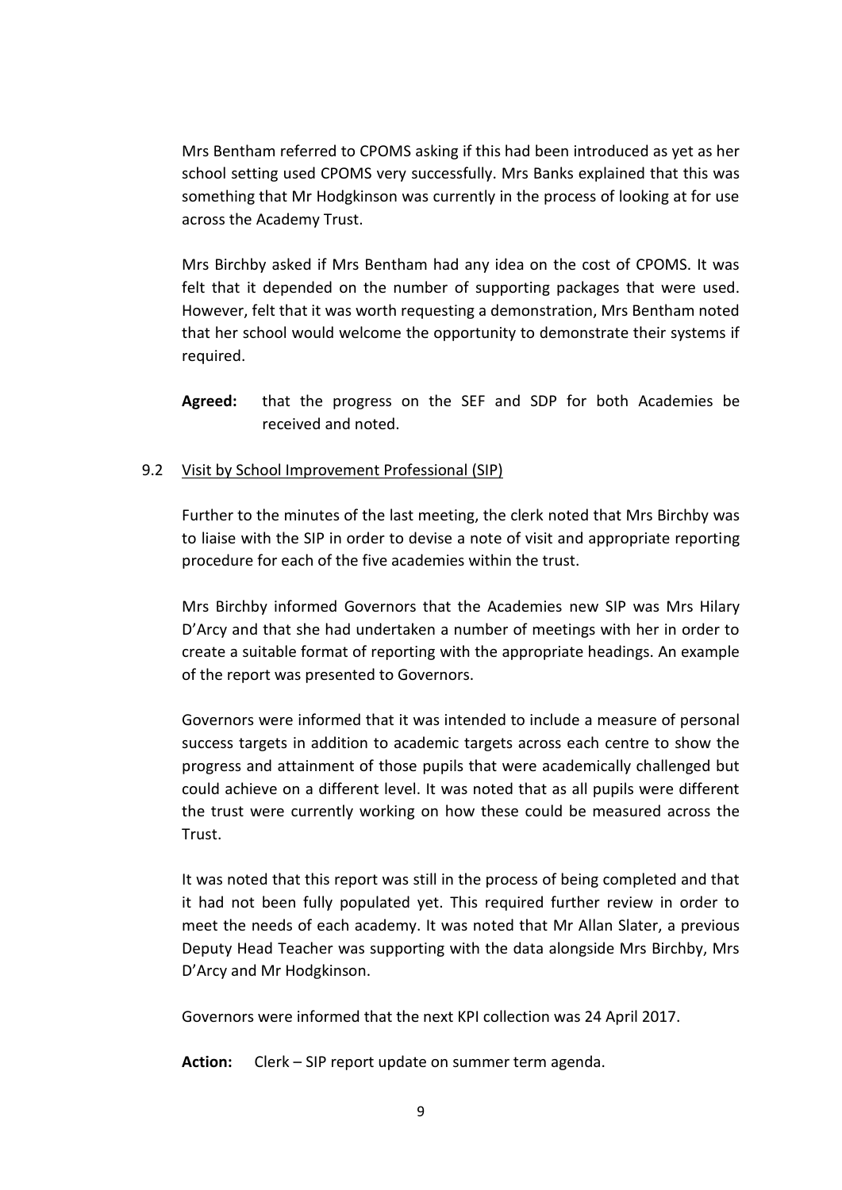Mrs Bentham referred to CPOMS asking if this had been introduced as yet as her school setting used CPOMS very successfully. Mrs Banks explained that this was something that Mr Hodgkinson was currently in the process of looking at for use across the Academy Trust.

Mrs Birchby asked if Mrs Bentham had any idea on the cost of CPOMS. It was felt that it depended on the number of supporting packages that were used. However, felt that it was worth requesting a demonstration, Mrs Bentham noted that her school would welcome the opportunity to demonstrate their systems if required.

**Agreed:** that the progress on the SEF and SDP for both Academies be received and noted.

9.2 Visit by School Improvement Professional (SIP)

Further to the minutes of the last meeting, the clerk noted that Mrs Birchby was to liaise with the SIP in order to devise a note of visit and appropriate reporting procedure for each of the five academies within the trust.

Mrs Birchby informed Governors that the Academies new SIP was Mrs Hilary D'Arcy and that she had undertaken a number of meetings with her in order to create a suitable format of reporting with the appropriate headings. An example of the report was presented to Governors.

Governors were informed that it was intended to include a measure of personal success targets in addition to academic targets across each centre to show the progress and attainment of those pupils that were academically challenged but could achieve on a different level. It was noted that as all pupils were different the trust were currently working on how these could be measured across the Trust.

It was noted that this report was still in the process of being completed and that it had not been fully populated yet. This required further review in order to meet the needs of each academy. It was noted that Mr Allan Slater, a previous Deputy Head Teacher was supporting with the data alongside Mrs Birchby, Mrs D'Arcy and Mr Hodgkinson.

Governors were informed that the next KPI collection was 24 April 2017.

**Action:** Clerk – SIP report update on summer term agenda.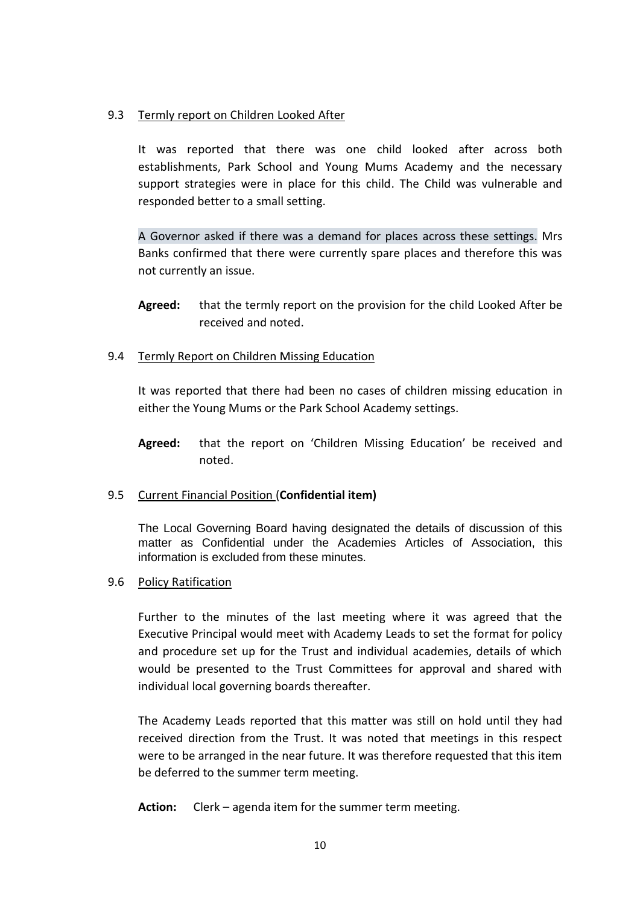9.3 Termly report on Children Looked After

It was reported that there was one child looked after across both establishments, Park School and Young Mums Academy and the necessary support strategies were in place for this child. The Child was vulnerable and responded better to a small setting.

A Governor asked if there was a demand for places across these settings. Mrs Banks confirmed that there were currently spare places and therefore this was not currently an issue.

**Agreed:** that the termly report on the provision for the child Looked After be received and noted.

9.4 Termly Report on Children Missing Education

It was reported that there had been no cases of children missing education in either the Young Mums or the Park School Academy settings.

**Agreed:** that the report on 'Children Missing Education' be received and noted.

9.5 Current Financial Position (**Confidential item)**

The Local Governing Board having designated the details of discussion of this matter as Confidential under the Academies Articles of Association, this information is excluded from these minutes.

9.6 Policy Ratification

Further to the minutes of the last meeting where it was agreed that the Executive Principal would meet with Academy Leads to set the format for policy and procedure set up for the Trust and individual academies, details of which would be presented to the Trust Committees for approval and shared with individual local governing boards thereafter.

The Academy Leads reported that this matter was still on hold until they had received direction from the Trust. It was noted that meetings in this respect were to be arranged in the near future. It was therefore requested that this item be deferred to the summer term meeting.

**Action:** Clerk – agenda item for the summer term meeting.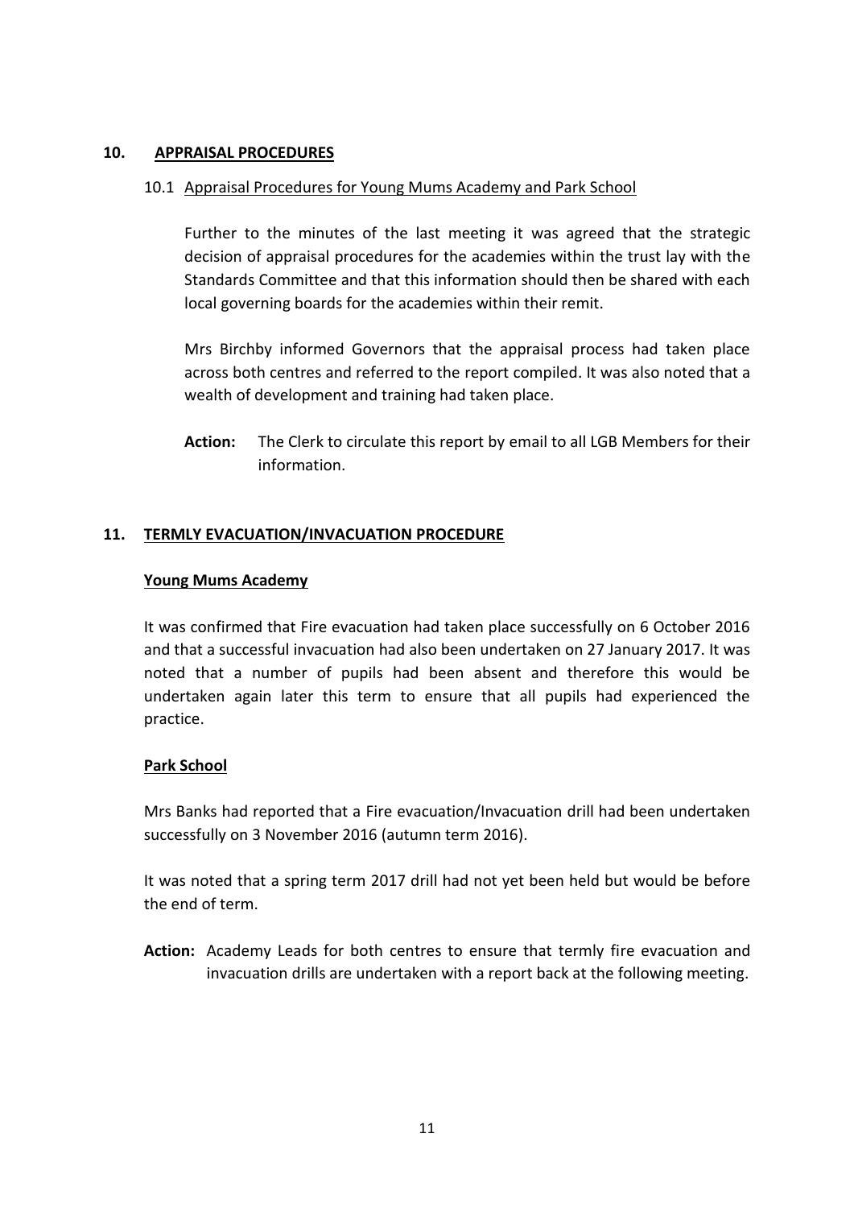## 10. APPRAISAL PROCEDURES

### 10.1 Appraisal Procedures for Young Mums Academy and Park School

Further to the minutes of the last meeting it was agreed that the strategic decision of appraisal procedures for the academies within the trust lay with the Standards Committee and that this information should then be shared with each local governing boards for the academies within their remit.

Mrs Birchby informed Governors that the appraisal process had taken place across both centres and referred to the report compiled. It was also noted that a wealth of development and training had taken place.

**Action:** The Clerk to circulate this report by email to all LGB Members for their information.

## 11. TERMLY EVACUATION/INVACUATION PROCEDURE

**Young Mums Academy**

It was confirmed that Fire evacuation had taken place successfully on 6 October 2016 and that a successful invacuation had also been undertaken on 27 January 2017. It was noted that a number of pupils had been absent and therefore this would be undertaken again later this term to ensure that all pupils had experienced the practice.

**Park School**

Mrs Banks had reported that a Fire evacuation/Invacuation drill had been undertaken successfully on 3 November 2016 (autumn term 2016).

It was noted that a spring term 2017 drill had not yet been held but would be before the end of term.

**Action:** Academy Leads for both centres to ensure that termly fire evacuation and invacuation drills are undertaken with a report back at the following meeting.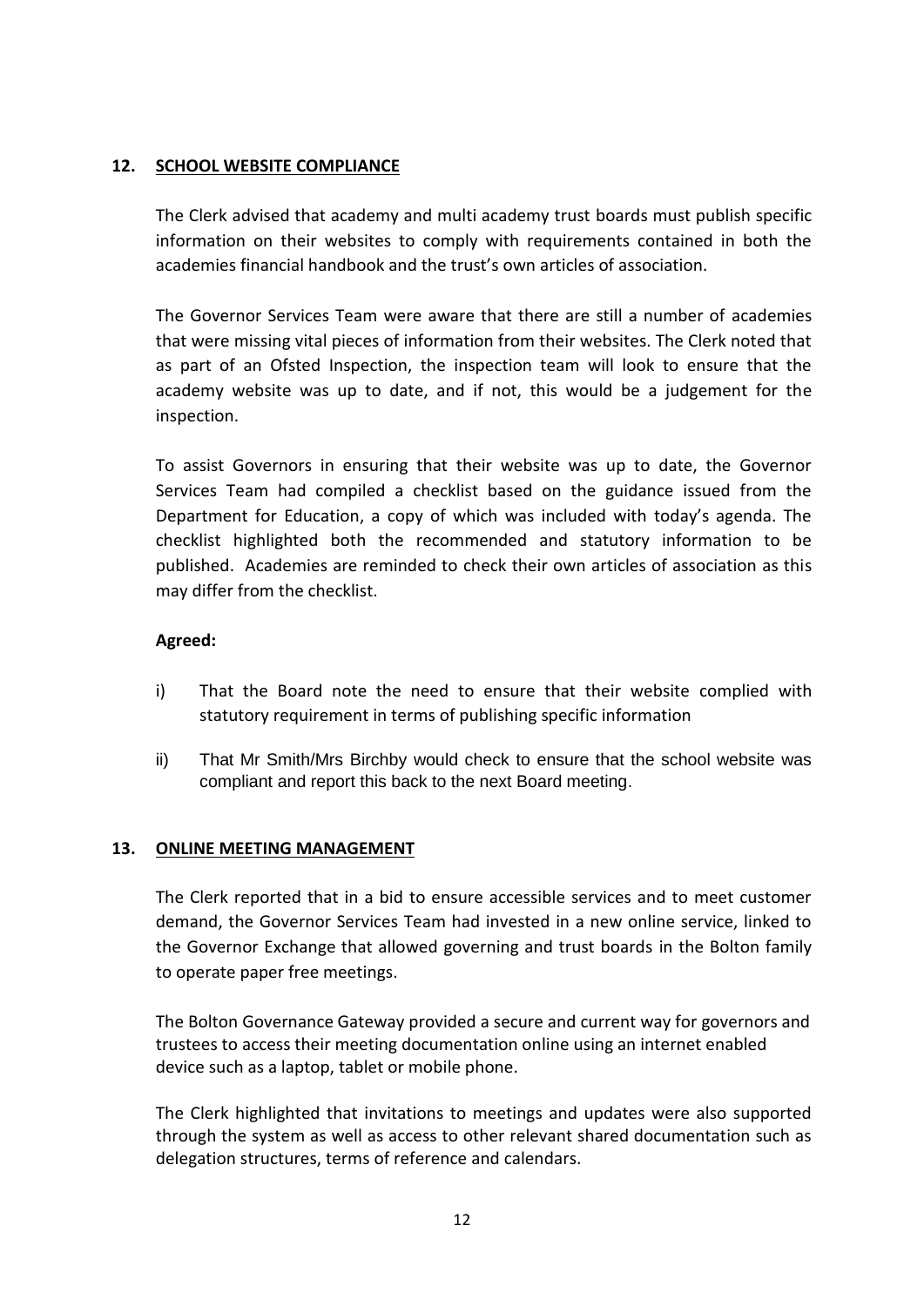## 12. SCHOOL WEBSITE COMPLIANCE

The Clerk advised that academy and multi academy trust boards must publish specific information on their websites to comply with requirements contained in both the academies financial handbook and the trust's own articles of association.

The Governor Services Team were aware that there are still a number of academies that were missing vital pieces of information from their websites. The Clerk noted that as part of an Ofsted Inspection, the inspection team will look to ensure that the academy website was up to date, and if not, this would be a judgement for the inspection.

To assist Governors in ensuring that their website was up to date, the Governor Services Team had compiled a checklist based on the guidance issued from the Department for Education, a copy of which was included with today's agenda. The checklist highlighted both the recommended and statutory information to be published. Academies are reminded to check their own articles of association as this may differ from the checklist.

**Agreed:**

i) That the Board note the need to ensure that their website complied with statutory requirement in terms of publishing specific information

ii) That Mr Smith/Mrs Birchby would check to ensure that the school website was compliant and report this back to the next Board meeting.

## 13. ONLINE MEETING MANAGEMENT

The Clerk reported that in a bid to ensure accessible services and to meet customer demand, the Governor Services Team had invested in a new online service, linked to the Governor Exchange that allowed governing and trust boards in the Bolton family to operate paper free meetings.

The Bolton Governance Gateway provided a secure and current way for governors and trustees to access their meeting documentation online using an internet enabled device such as a laptop, tablet or mobile phone.

The Clerk highlighted that invitations to meetings and updates were also supported through the system as well as access to other relevant shared documentation such as delegation structures, terms of reference and calendars.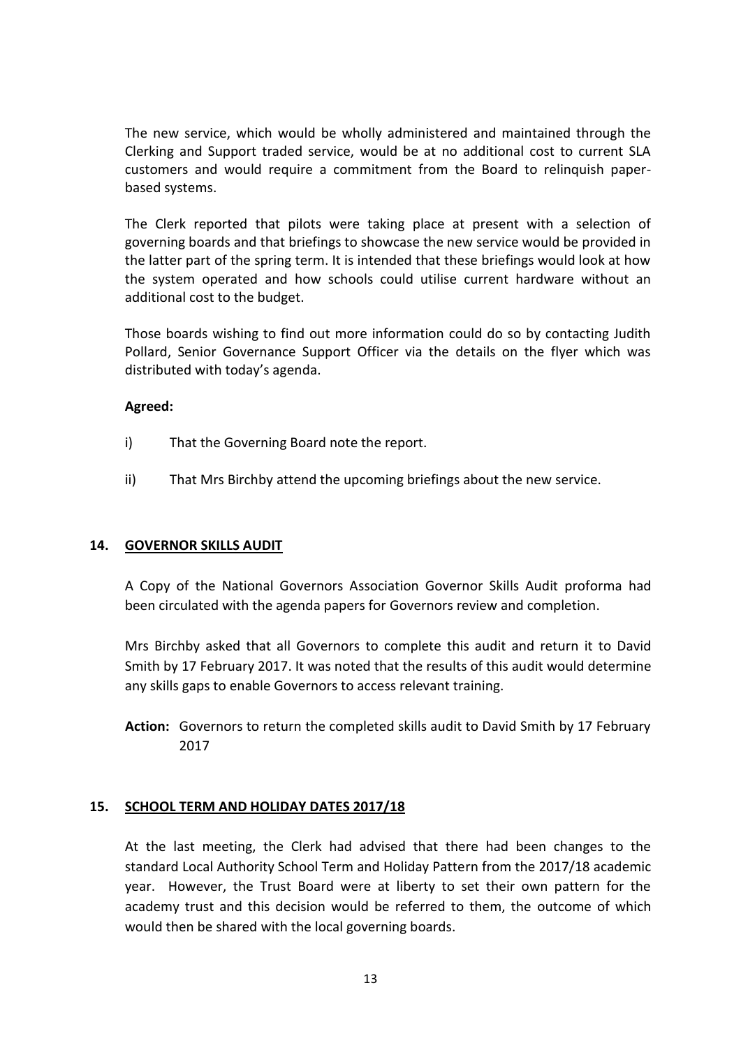The new service, which would be wholly administered and maintained through the Clerking and Support traded service, would be at no additional cost to current SLA customers and would require a commitment from the Board to relinquish paper-based systems.

The Clerk reported that pilots were taking place at present with a selection of governing boards and that briefings to showcase the new service would be provided in the latter part of the spring term. It is intended that these briefings would look at how the system operated and how schools could utilise current hardware without an additional cost to the budget.

Those boards wishing to find out more information could do so by contacting Judith Pollard, Senior Governance Support Officer via the details on the flyer which was distributed with today's agenda.

**Agreed:**

i) That the Governing Board note the report.

ii) That Mrs Birchby attend the upcoming briefings about the new service.

## 14. GOVERNOR SKILLS AUDIT

A Copy of the National Governors Association Governor Skills Audit proforma had been circulated with the agenda papers for Governors review and completion.

Mrs Birchby asked that all Governors to complete this audit and return it to David Smith by 17 February 2017. It was noted that the results of this audit would determine any skills gaps to enable Governors to access relevant training.

**Action:** Governors to return the completed skills audit to David Smith by 17 February 2017

## 15. SCHOOL TERM AND HOLIDAY DATES 2017/18

At the last meeting, the Clerk had advised that there had been changes to the standard Local Authority School Term and Holiday Pattern from the 2017/18 academic year. However, the Trust Board were at liberty to set their own pattern for the academy trust and this decision would be referred to them, the outcome of which would then be shared with the local governing boards.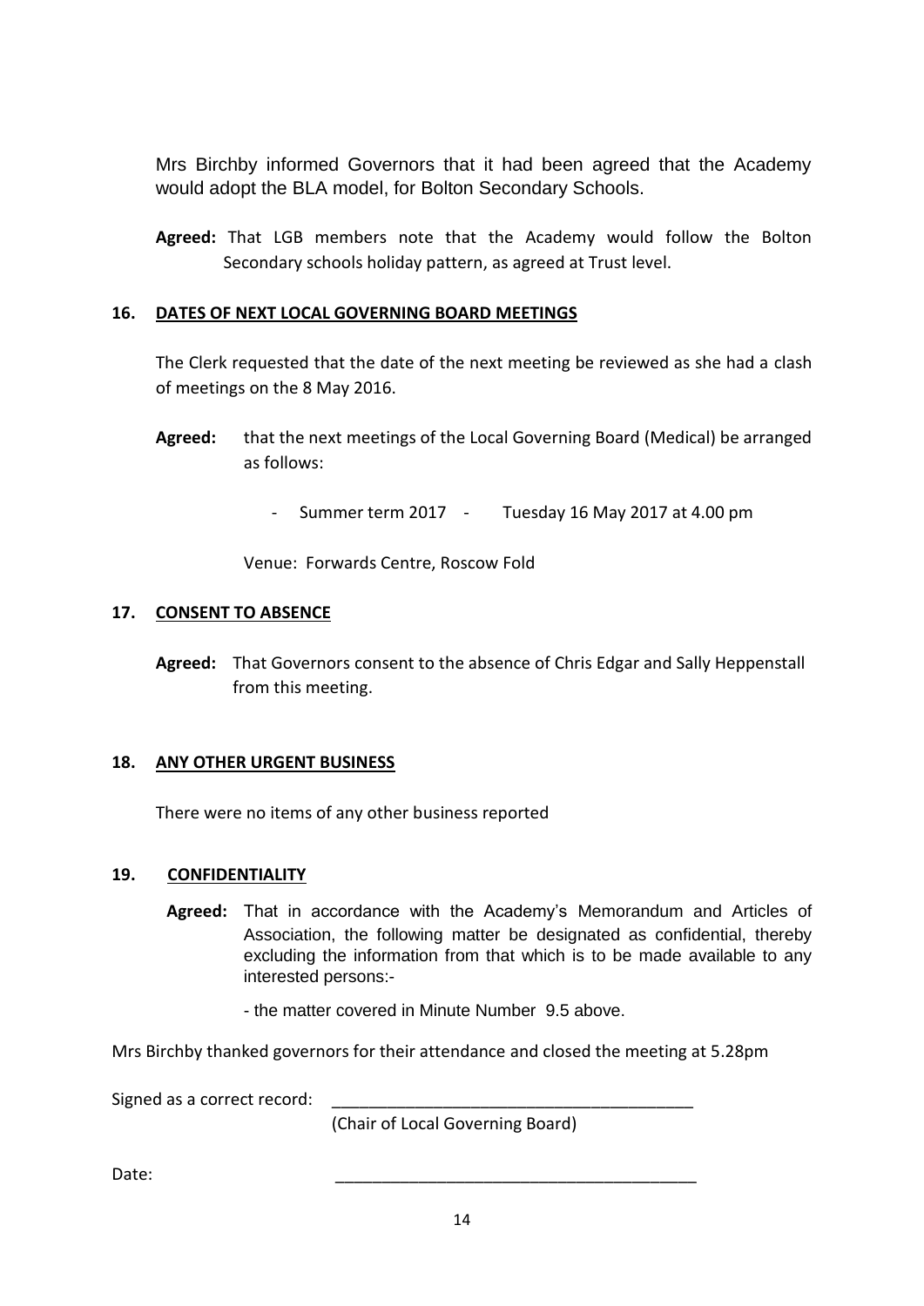Mrs Birchby informed Governors that it had been agreed that the Academy would adopt the BLA model, for Bolton Secondary Schools.

**Agreed:** That LGB members note that the Academy would follow the Bolton Secondary schools holiday pattern, as agreed at Trust level.

## 16. DATES OF NEXT LOCAL GOVERNING BOARD MEETINGS

The Clerk requested that the date of the next meeting be reviewed as she had a clash of meetings on the 8 May 2016.

**Agreed:** that the next meetings of the Local Governing Board (Medical) be arranged as follows:

- Summer term 2017 - Tuesday 16 May 2017 at 4.00 pm

Venue: Forwards Centre, Roscow Fold

## 17. CONSENT TO ABSENCE

**Agreed:** That Governors consent to the absence of Chris Edgar and Sally Heppenstall from this meeting.

## 18. ANY OTHER URGENT BUSINESS

There were no items of any other business reported

## 19. CONFIDENTIALITY

**Agreed:** That in accordance with the Academy's Memorandum and Articles of Association, the following matter be designated as confidential, thereby excluding the information from that which is to be made available to any interested persons:-

- the matter covered in Minute Number 9.5 above.

Mrs Birchby thanked governors for their attendance and closed the meeting at 5.28pm

Signed as a correct record: \_\_\_\_\_\_\_\_\_\_\_\_\_\_\_\_\_\_\_\_\_\_\_\_\_\_\_\_\_\_\_\_\_\_\_\_\_\_\_\_

(Chair of Local Governing Board)

Date: \_\_\_\_\_\_\_\_\_\_\_\_\_\_\_\_\_\_\_\_\_\_\_\_\_\_\_\_\_\_\_\_\_\_\_\_\_\_\_\_